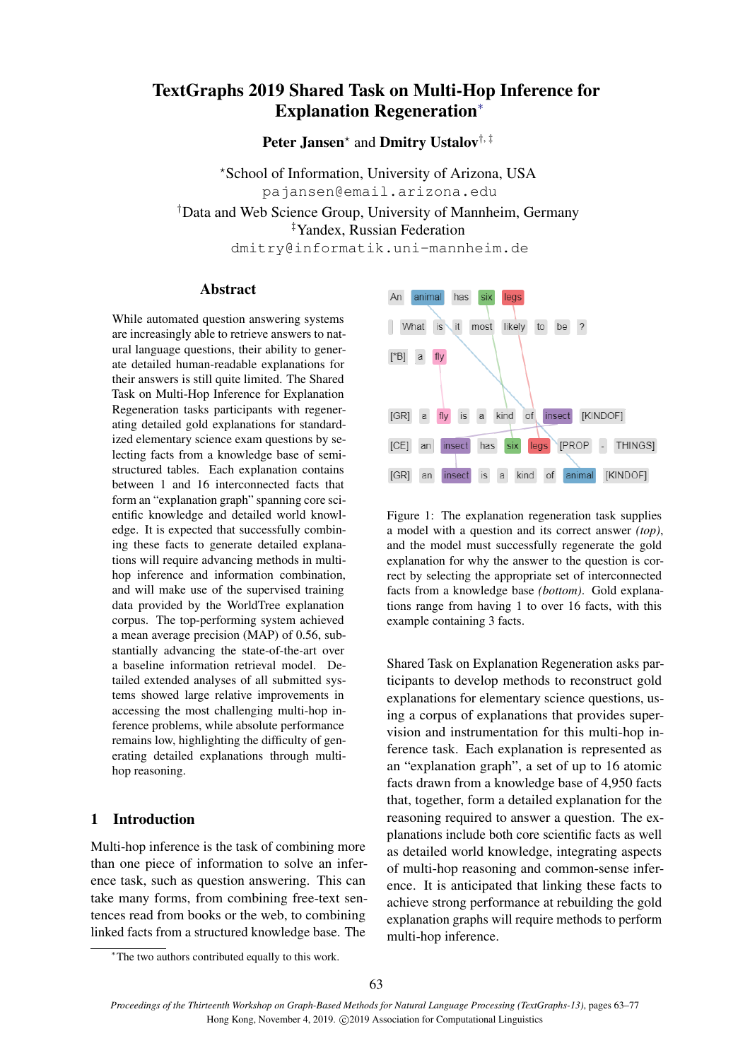# TextGraphs 2019 Shared Task on Multi-Hop Inference for Explanation Regeneration*

**Peter Jansen*** and **Dmitry Ustalov**[†,‡]

*School of Information, University of Arizona, USA
pajansen@email.arizona.edu

[†]Data and Web Science Group, University of Mannheim, Germany
[‡]Yandex, Russian Federation
dmitry@informatik.uni-mannheim.de

## Abstract

While automated question answering systems are increasingly able to retrieve answers to natural language questions, their ability to generate detailed human-readable explanations for their answers is still quite limited. The Shared Task on Multi-Hop Inference for Explanation Regeneration tasks participants with regenerating detailed gold explanations for standardized elementary science exam questions by selecting facts from a knowledge base of semi-structured tables. Each explanation contains between 1 and 16 interconnected facts that form an "explanation graph" spanning core scientific knowledge and detailed world knowledge. It is expected that successfully combining these facts to generate detailed explanations will require advancing methods in multi-hop inference and information combination, and will make use of the supervised training data provided by the WorldTree explanation corpus. The top-performing system achieved a mean average precision (MAP) of 0.56, substantially advancing the state-of-the-art over a baseline information retrieval model. Detailed extended analyses of all submitted systems showed large relative improvements in accessing the most challenging multi-hop inference problems, while absolute performance remains low, highlighting the difficulty of generating detailed explanations through multi-hop reasoning.

## 1 Introduction

Multi-hop inference is the task of combining more than one piece of information to solve an inference task, such as question answering. This can take many forms, from combining free-text sentences read from books or the web, to combining linked facts from a structured knowledge base. The Shared Task on Explanation Regeneration asks participants to develop methods to reconstruct gold explanations for elementary science questions, using a corpus of explanations that provides supervision and instrumentation for this multi-hop inference task. Each explanation is represented as an "explanation graph", a set of up to 16 atomic facts drawn from a knowledge base of 4,950 facts that, together, form a detailed explanation for the reasoning required to answer a question. The explanations include both core scientific facts as well as detailed world knowledge, integrating aspects of multi-hop reasoning and common-sense inference. It is anticipated that linking these facts to achieve strong performance at rebuilding the gold explanation graphs will require methods to perform multi-hop inference.

An animal has six legs
What is it most likely to be ?
[*B] a fly

[GR] a fly is a kind of insect [KINDOF]
[CE] an insect has six legs [PROP - THINGS]
[GR] an insect is a kind of animal [KINDOF]

Figure 1: The explanation regeneration task supplies a model with a question and its correct answer *(top)*, and the model must successfully regenerate the gold explanation for why the answer to the question is correct by selecting the appropriate set of interconnected facts from a knowledge base *(bottom)*. Gold explanations range from having 1 to over 16 facts, with this example containing 3 facts.

*The two authors contributed equally to this work.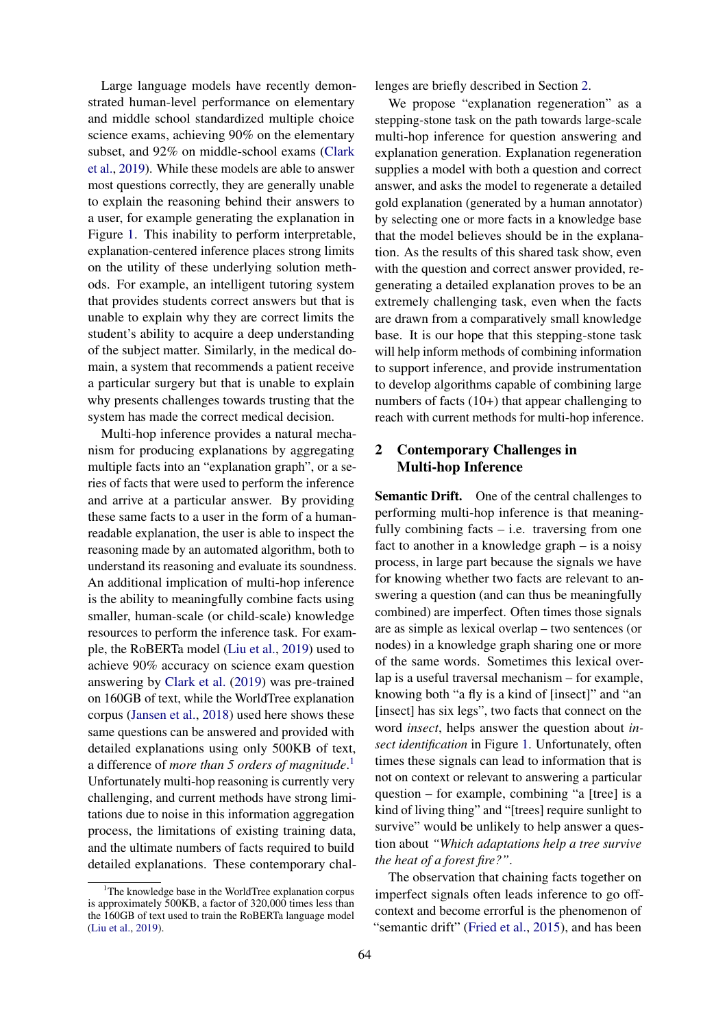Large language models have recently demonstrated human-level performance on elementary and middle school standardized multiple choice science exams, achieving 90% on the elementary subset, and 92% on middle-school exams (Clark et al., 2019). While these models are able to answer most questions correctly, they are generally unable to explain the reasoning behind their answers to a user, for example generating the explanation in Figure 1. This inability to perform interpretable, explanation-centered inference places strong limits on the utility of these underlying solution methods. For example, an intelligent tutoring system that provides students correct answers but that is unable to explain why they are correct limits the student's ability to acquire a deep understanding of the subject matter. Similarly, in the medical domain, a system that recommends a patient receive a particular surgery but that is unable to explain why presents challenges towards trusting that the system has made the correct medical decision.

Multi-hop inference provides a natural mechanism for producing explanations by aggregating multiple facts into an "explanation graph", or a series of facts that were used to perform the inference and arrive at a particular answer. By providing these same facts to a user in the form of a human-readable explanation, the user is able to inspect the reasoning made by an automated algorithm, both to understand its reasoning and evaluate its soundness. An additional implication of multi-hop inference is the ability to meaningfully combine facts using smaller, human-scale (or child-scale) knowledge resources to perform the inference task. For example, the RoBERTa model (Liu et al., 2019) used to achieve 90% accuracy on science exam question answering by Clark et al. (2019) was pre-trained on 160GB of text, while the WorldTree explanation corpus (Jansen et al., 2018) used here shows these same questions can be answered and provided with detailed explanations using only 500KB of text, a difference of *more than 5 orders of magnitude*.[1] Unfortunately multi-hop reasoning is currently very challenging, and current methods have strong limitations due to noise in this information aggregation process, the limitations of existing training data, and the ultimate numbers of facts required to build detailed explanations. These contemporary challenges are briefly described in Section 2.

We propose "explanation regeneration" as a stepping-stone task on the path towards large-scale multi-hop inference for question answering and explanation generation. Explanation regeneration supplies a model with both a question and correct answer, and asks the model to regenerate a detailed gold explanation (generated by a human annotator) by selecting one or more facts in a knowledge base that the model believes should be in the explanation. As the results of this shared task show, even with the question and correct answer provided, regenerating a detailed explanation proves to be an extremely challenging task, even when the facts are drawn from a comparatively small knowledge base. It is our hope that this stepping-stone task will help inform methods of combining information to support inference, and provide instrumentation to develop algorithms capable of combining large numbers of facts (10+) that appear challenging to reach with current methods for multi-hop inference.

## 2 Contemporary Challenges in Multi-hop Inference

**Semantic Drift.** One of the central challenges to performing multi-hop inference is that meaningfully combining facts – i.e. traversing from one fact to another in a knowledge graph – is a noisy process, in large part because the signals we have for knowing whether two facts are relevant to answering a question (and can thus be meaningfully combined) are imperfect. Often times those signals are as simple as lexical overlap – two sentences (or nodes) in a knowledge graph sharing one or more of the same words. Sometimes this lexical overlap is a useful traversal mechanism – for example, knowing both "a fly is a kind of [insect]" and "an [insect] has six legs", two facts that connect on the word *insect*, helps answer the question about *insect identification* in Figure 1. Unfortunately, often times these signals can lead to information that is not on context or relevant to answering a particular question – for example, combining "a [tree] is a kind of living thing" and "[trees] require sunlight to survive" would be unlikely to help answer a question about *"Which adaptations help a tree survive the heat of a forest fire?"*.

The observation that chaining facts together on imperfect signals often leads inference to go off-context and become errorful is the phenomenon of "semantic drift" (Fried et al., 2015), and has been

[1] The knowledge base in the WorldTree explanation corpus is approximately 500KB, a factor of 320,000 times less than the 160GB of text used to train the RoBERTa language model (Liu et al., 2019).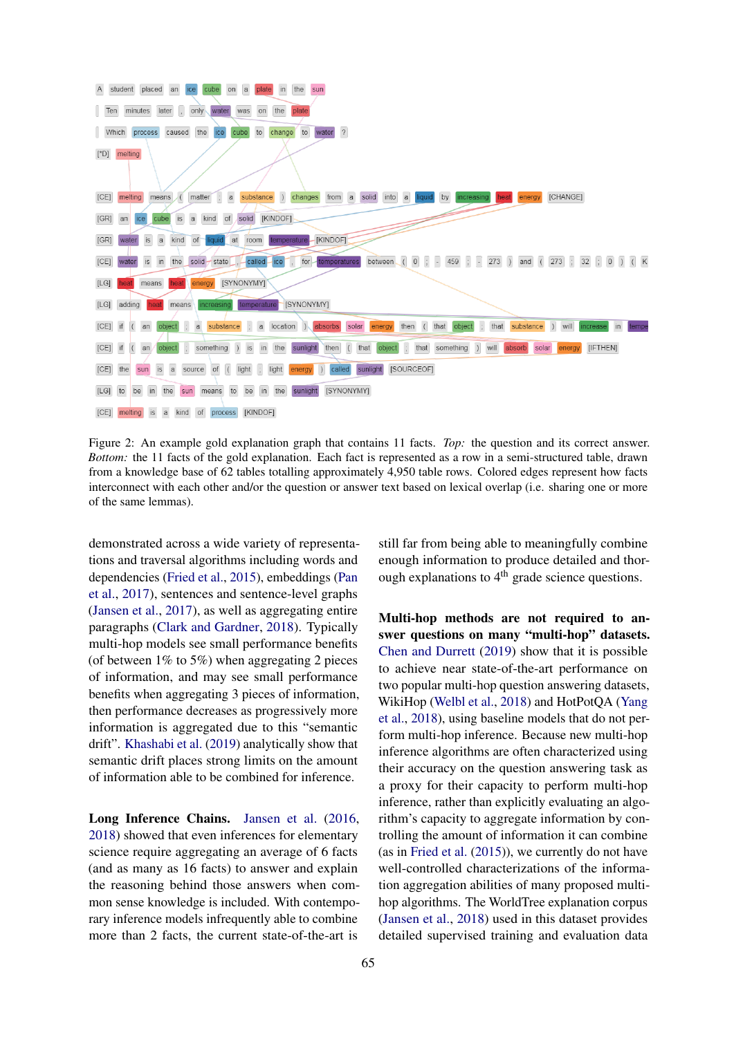Figure 2: An example gold explanation graph that contains 11 facts. *Top:* the question and its correct answer. *Bottom:* the 11 facts of the gold explanation. Each fact is represented as a row in a semi-structured table, drawn from a knowledge base of 62 tables totalling approximately 4,950 table rows. Colored edges represent how facts interconnect with each other and/or the question or answer text based on lexical overlap (i.e. sharing one or more of the same lemmas).

demonstrated across a wide variety of representations and traversal algorithms including words and dependencies (Fried et al., 2015), embeddings (Pan et al., 2017), sentences and sentence-level graphs (Jansen et al., 2017), as well as aggregating entire paragraphs (Clark and Gardner, 2018). Typically multi-hop models see small performance benefits (of between 1% to 5%) when aggregating 2 pieces of information, and may see small performance benefits when aggregating 3 pieces of information, then performance decreases as progressively more information is aggregated due to this "semantic drift". Khashabi et al. (2019) analytically show that semantic drift places strong limits on the amount of information able to be combined for inference.

**Long Inference Chains.** Jansen et al. (2016, 2018) showed that even inferences for elementary science require aggregating an average of 6 facts (and as many as 16 facts) to answer and explain the reasoning behind those answers when common sense knowledge is included. With contemporary inference models infrequently able to combine more than 2 facts, the current state-of-the-art is still far from being able to meaningfully combine enough information to produce detailed and thorough explanations to 4[th] grade science questions.

**Multi-hop methods are not required to answer questions on many "multi-hop" datasets.** Chen and Durrett (2019) show that it is possible to achieve near state-of-the-art performance on two popular multi-hop question answering datasets, WikiHop (Welbl et al., 2018) and HotPotQA (Yang et al., 2018), using baseline models that do not perform multi-hop inference. Because new multi-hop inference algorithms are often characterized using their accuracy on the question answering task as a proxy for their capacity to perform multi-hop inference, rather than explicitly evaluating an algorithm's capacity to aggregate information by controlling the amount of information it can combine (as in Fried et al. (2015)), we currently do not have well-controlled characterizations of the information aggregation abilities of many proposed multi-hop algorithms. The WorldTree explanation corpus (Jansen et al., 2018) used in this dataset provides detailed supervised training and evaluation data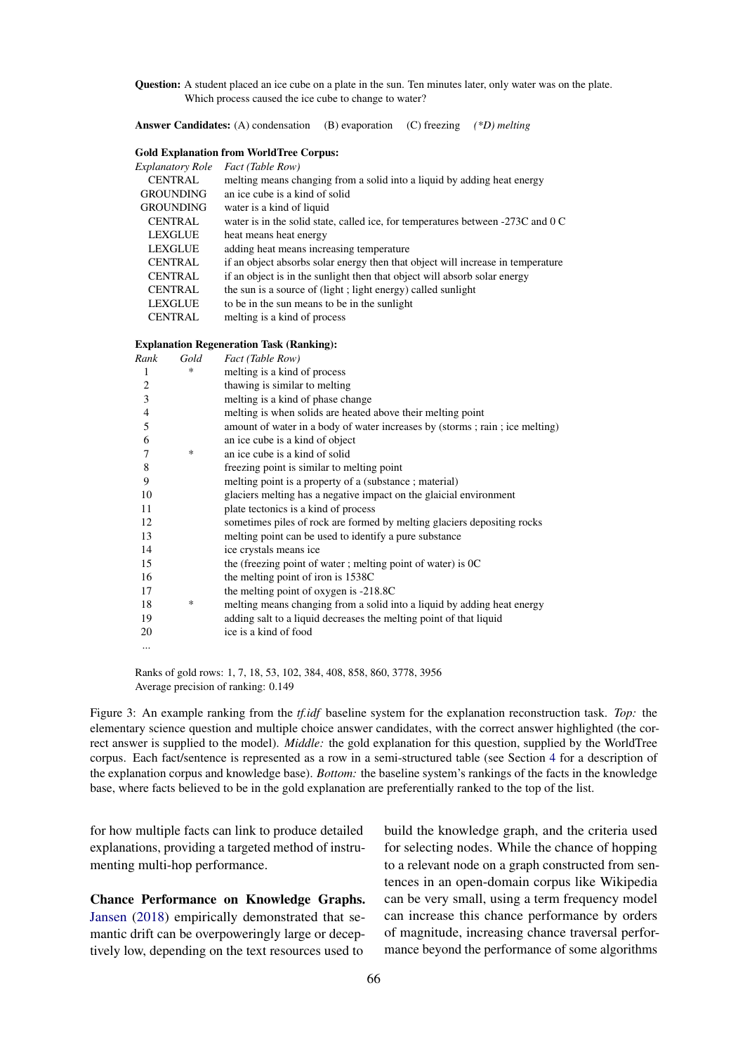**Question:** A student placed an ice cube on a plate in the sun. Ten minutes later, only water was on the plate. Which process caused the ice cube to change to water?

**Answer Candidates:** (A) condensation (B) evaporation (C) freezing *(*D) melting*

**Gold Explanation from WorldTree Corpus:**

| *Explanatory Role* | *Fact (Table Row)* |
|---|---|
| CENTRAL | melting means changing from a solid into a liquid by adding heat energy |
| GROUNDING | an ice cube is a kind of solid |
| GROUNDING | water is a kind of liquid |
| CENTRAL | water is in the solid state, called ice, for temperatures between -273C and 0 C |
| LEXGLUE | heat means heat energy |
| LEXGLUE | adding heat means increasing temperature |
| CENTRAL | if an object absorbs solar energy then that object will increase in temperature |
| CENTRAL | if an object is in the sunlight then that object will absorb solar energy |
| CENTRAL | the sun is a source of (light ; light energy) called sunlight |
| LEXGLUE | to be in the sun means to be in the sunlight |
| CENTRAL | melting is a kind of process |

**Explanation Regeneration Task (Ranking):**

| *Rank* | *Gold* | *Fact (Table Row)* |
|---|---|---|
| 1 | * | melting is a kind of process |
| 2 | | thawing is similar to melting |
| 3 | | melting is a kind of phase change |
| 4 | | melting is when solids are heated above their melting point |
| 5 | | amount of water in a body of water increases by (storms ; rain ; ice melting) |
| 6 | | an ice cube is a kind of object |
| 7 | * | an ice cube is a kind of solid |
| 8 | | freezing point is similar to melting point |
| 9 | | melting point is a property of a (substance ; material) |
| 10 | | glaciers melting has a negative impact on the glaicial environment |
| 11 | | plate tectonics is a kind of process |
| 12 | | sometimes piles of rock are formed by melting glaciers depositing rocks |
| 13 | | melting point can be used to identify a pure substance |
| 14 | | ice crystals means ice |
| 15 | | the (freezing point of water ; melting point of water) is 0C |
| 16 | | the melting point of iron is 1538C |
| 17 | | the melting point of oxygen is -218.8C |
| 18 | * | melting means changing from a solid into a liquid by adding heat energy |
| 19 | | adding salt to a liquid decreases the melting point of that liquid |
| 20 | | ice is a kind of food |
| ... | | |

Ranks of gold rows: 1, 7, 18, 53, 102, 384, 408, 858, 860, 3778, 3956
Average precision of ranking: 0.149

Figure 3: An example ranking from the *tf.idf* baseline system for the explanation reconstruction task. *Top:* the elementary science question and multiple choice answer candidates, with the correct answer highlighted (the correct answer is supplied to the model). *Middle:* the gold explanation for this question, supplied by the WorldTree corpus. Each fact/sentence is represented as a row in a semi-structured table (see Section 4 for a description of the explanation corpus and knowledge base). *Bottom:* the baseline system's rankings of the facts in the knowledge base, where facts believed to be in the gold explanation are preferentially ranked to the top of the list.

for how multiple facts can link to produce detailed explanations, providing a targeted method of instrumenting multi-hop performance.

**Chance Performance on Knowledge Graphs.** Jansen (2018) empirically demonstrated that semantic drift can be overpoweringly large or deceptively low, depending on the text resources used to build the knowledge graph, and the criteria used for selecting nodes. While the chance of hopping to a relevant node on a graph constructed from sentences in an open-domain corpus like Wikipedia can be very small, using a term frequency model can increase this chance performance by orders of magnitude, increasing chance traversal performance beyond the performance of some algorithms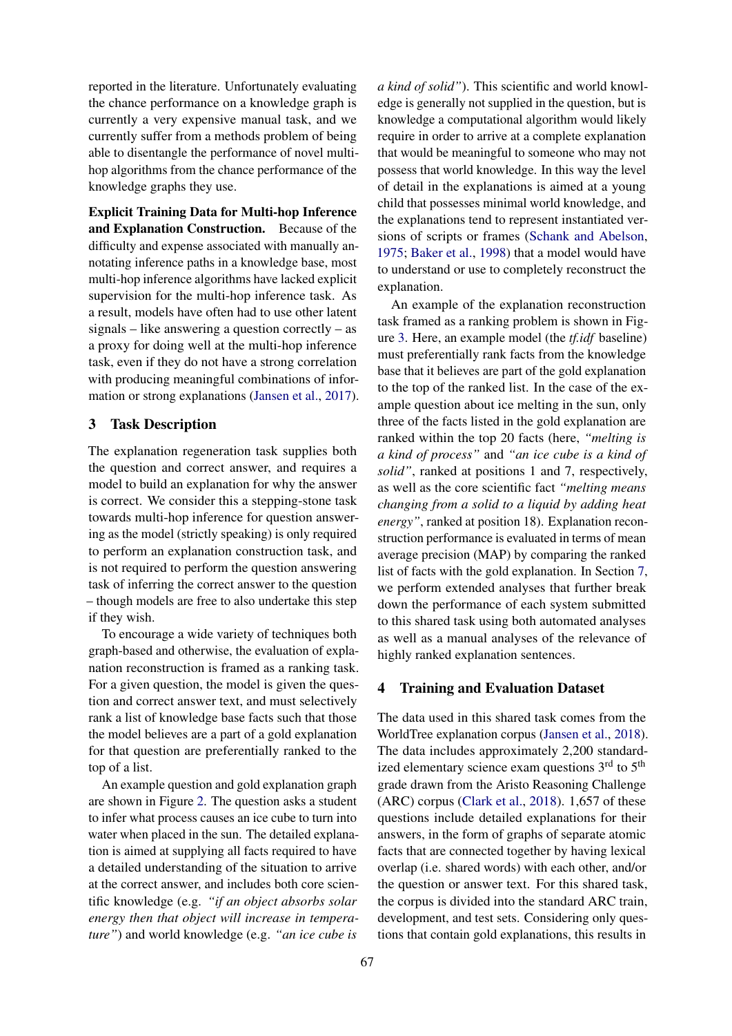reported in the literature. Unfortunately evaluating the chance performance on a knowledge graph is currently a very expensive manual task, and we currently suffer from a methods problem of being able to disentangle the performance of novel multi-hop algorithms from the chance performance of the knowledge graphs they use.

**Explicit Training Data for Multi-hop Inference and Explanation Construction.** Because of the difficulty and expense associated with manually annotating inference paths in a knowledge base, most multi-hop inference algorithms have lacked explicit supervision for the multi-hop inference task. As a result, models have often had to use other latent signals – like answering a question correctly – as a proxy for doing well at the multi-hop inference task, even if they do not have a strong correlation with producing meaningful combinations of information or strong explanations (Jansen et al., 2017).

## 3 Task Description

The explanation regeneration task supplies both the question and correct answer, and requires a model to build an explanation for why the answer is correct. We consider this a stepping-stone task towards multi-hop inference for question answering as the model (strictly speaking) is only required to perform an explanation construction task, and is not required to perform the question answering task of inferring the correct answer to the question – though models are free to also undertake this step if they wish.

To encourage a wide variety of techniques both graph-based and otherwise, the evaluation of explanation reconstruction is framed as a ranking task. For a given question, the model is given the question and correct answer text, and must selectively rank a list of knowledge base facts such that those the model believes are a part of a gold explanation for that question are preferentially ranked to the top of a list.

An example question and gold explanation graph are shown in Figure 2. The question asks a student to infer what process causes an ice cube to turn into water when placed in the sun. The detailed explanation is aimed at supplying all facts required to have a detailed understanding of the situation to arrive at the correct answer, and includes both core scientific knowledge (e.g. *"if an object absorbs solar energy then that object will increase in temperature"*) and world knowledge (e.g. *"an ice cube is a kind of solid"*). This scientific and world knowledge is generally not supplied in the question, but is knowledge a computational algorithm would likely require in order to arrive at a complete explanation that would be meaningful to someone who may not possess that world knowledge. In this way the level of detail in the explanations is aimed at a young child that possesses minimal world knowledge, and the explanations tend to represent instantiated versions of scripts or frames (Schank and Abelson, 1975; Baker et al., 1998) that a model would have to understand or use to completely reconstruct the explanation.

An example of the explanation reconstruction task framed as a ranking problem is shown in Figure 3. Here, an example model (the *tf.idf* baseline) must preferentially rank facts from the knowledge base that it believes are part of the gold explanation to the top of the ranked list. In the case of the example question about ice melting in the sun, only three of the facts listed in the gold explanation are ranked within the top 20 facts (here, *"melting is a kind of process"* and *"an ice cube is a kind of solid"*, ranked at positions 1 and 7, respectively, as well as the core scientific fact *"melting means changing from a solid to a liquid by adding heat energy"*, ranked at position 18). Explanation reconstruction performance is evaluated in terms of mean average precision (MAP) by comparing the ranked list of facts with the gold explanation. In Section 7, we perform extended analyses that further break down the performance of each system submitted to this shared task using both automated analyses as well as a manual analyses of the relevance of highly ranked explanation sentences.

## 4 Training and Evaluation Dataset

The data used in this shared task comes from the WorldTree explanation corpus (Jansen et al., 2018). The data includes approximately 2,200 standardized elementary science exam questions 3rd to 5th grade drawn from the Aristo Reasoning Challenge (ARC) corpus (Clark et al., 2018). 1,657 of these questions include detailed explanations for their answers, in the form of graphs of separate atomic facts that are connected together by having lexical overlap (i.e. shared words) with each other, and/or the question or answer text. For this shared task, the corpus is divided into the standard ARC train, development, and test sets. Considering only questions that contain gold explanations, this results in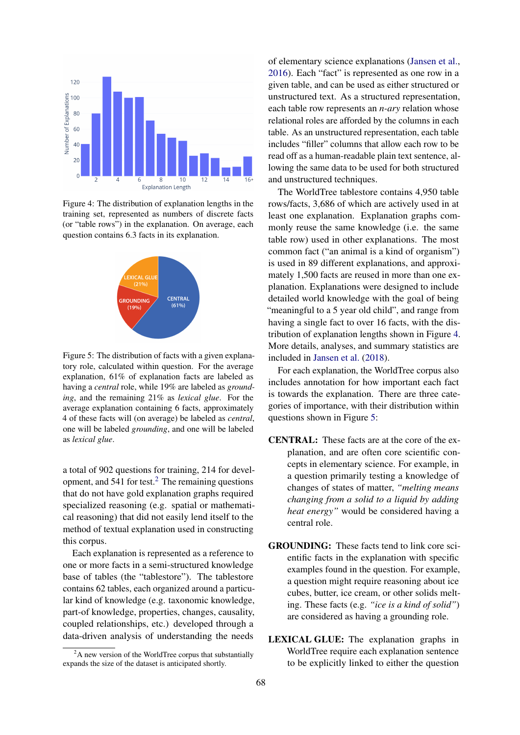Figure 4: The distribution of explanation lengths in the training set, represented as numbers of discrete facts (or "table rows") in the explanation. On average, each question contains 6.3 facts in its explanation.

Figure 5: The distribution of facts with a given explanatory role, calculated within question. For the average explanation, 61% of explanation facts are labeled as having a *central* role, while 19% are labeled as *grounding*, and the remaining 21% as *lexical glue*. For the average explanation containing 6 facts, approximately 4 of these facts will (on average) be labeled as *central*, one will be labeled *grounding*, and one will be labeled as *lexical glue*.

a total of 902 questions for training, 214 for development, and 541 for test.[2] The remaining questions that do not have gold explanation graphs required specialized reasoning (e.g. spatial or mathematical reasoning) that did not easily lend itself to the method of textual explanation used in constructing this corpus.

Each explanation is represented as a reference to one or more facts in a semi-structured knowledge base of tables (the "tablestore"). The tablestore contains 62 tables, each organized around a particular kind of knowledge (e.g. taxonomic knowledge, part-of knowledge, properties, changes, causality, coupled relationships, etc.) developed through a data-driven analysis of understanding the needs of elementary science explanations (Jansen et al., 2016). Each "fact" is represented as one row in a given table, and can be used as either structured or unstructured text. As a structured representation, each table row represents an *n-ary* relation whose relational roles are afforded by the columns in each table. As an unstructured representation, each table includes "filler" columns that allow each row to be read off as a human-readable plain text sentence, allowing the same data to be used for both structured and unstructured techniques.

The WorldTree tablestore contains 4,950 table rows/facts, 3,686 of which are actively used in at least one explanation. Explanation graphs commonly reuse the same knowledge (i.e. the same table row) used in other explanations. The most common fact ("an animal is a kind of organism") is used in 89 different explanations, and approximately 1,500 facts are reused in more than one explanation. Explanations were designed to include detailed world knowledge with the goal of being "meaningful to a 5 year old child", and range from having a single fact to over 16 facts, with the distribution of explanation lengths shown in Figure 4. More details, analyses, and summary statistics are included in Jansen et al. (2018).

For each explanation, the WorldTree corpus also includes annotation for how important each fact is towards the explanation. There are three categories of importance, with their distribution within questions shown in Figure 5:

**CENTRAL:** These facts are at the core of the explanation, and are often core scientific concepts in elementary science. For example, in a question primarily testing a knowledge of changes of states of matter, *"melting means changing from a solid to a liquid by adding heat energy"* would be considered having a central role.

**GROUNDING:** These facts tend to link core scientific facts in the explanation with specific examples found in the question. For example, a question might require reasoning about ice cubes, butter, ice cream, or other solids melting. These facts (e.g. *"ice is a kind of solid"*) are considered as having a grounding role.

**LEXICAL GLUE:** The explanation graphs in WorldTree require each explanation sentence to be explicitly linked to either the question

[2] A new version of the WorldTree corpus that substantially expands the size of the dataset is anticipated shortly.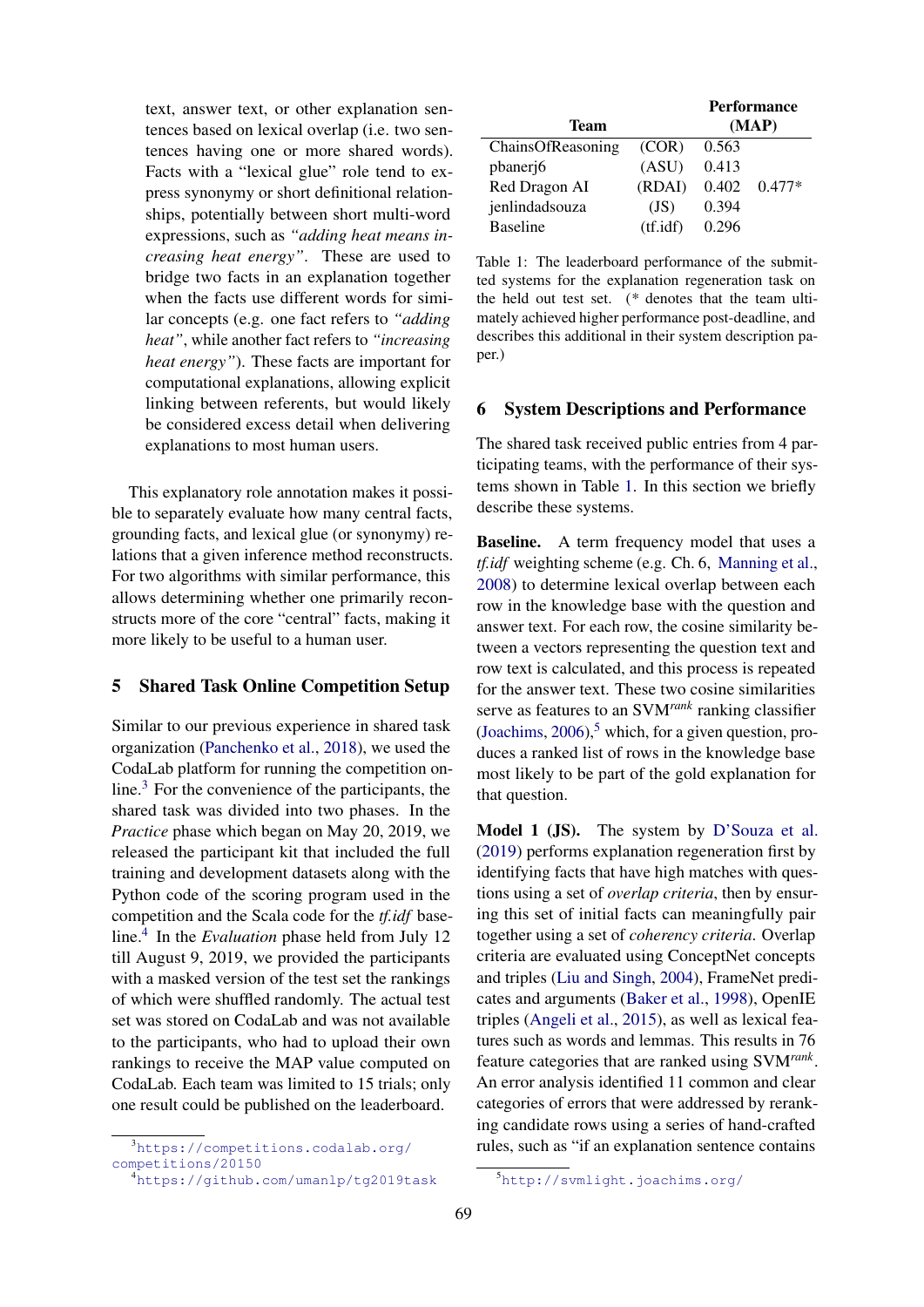text, answer text, or other explanation sentences based on lexical overlap (i.e. two sentences having one or more shared words). Facts with a "lexical glue" role tend to express synonymy or short definitional relationships, potentially between short multi-word expressions, such as *"adding heat means increasing heat energy"*. These are used to bridge two facts in an explanation together when the facts use different words for similar concepts (e.g. one fact refers to *"adding heat"*, while another fact refers to *"increasing heat energy"*). These facts are important for computational explanations, allowing explicit linking between referents, but would likely be considered excess detail when delivering explanations to most human users.

This explanatory role annotation makes it possible to separately evaluate how many central facts, grounding facts, and lexical glue (or synonymy) relations that a given inference method reconstructs. For two algorithms with similar performance, this allows determining whether one primarily reconstructs more of the core "central" facts, making it more likely to be useful to a human user.

## 5 Shared Task Online Competition Setup

Similar to our previous experience in shared task organization (Panchenko et al., 2018), we used the CodaLab platform for running the competition online.[3] For the convenience of the participants, the shared task was divided into two phases. In the *Practice* phase which began on May 20, 2019, we released the participant kit that included the full training and development datasets along with the Python code of the scoring program used in the competition and the Scala code for the *tf.idf* baseline.[4] In the *Evaluation* phase held from July 12 till August 9, 2019, we provided the participants with a masked version of the test set the rankings of which were shuffled randomly. The actual test set was stored on CodaLab and was not available to the participants, who had to upload their own rankings to receive the MAP value computed on CodaLab. Each team was limited to 15 trials; only one result could be published on the leaderboard.

[3] https://competitions.codalab.org/competitions/20150

[4] https://github.com/umanlp/tg2019task

| Team | | Performance (MAP) | |
|---|---|---|---|
| ChainsOfReasoning | (COR) | 0.563 | |
| pbanerj6 | (ASU) | 0.413 | |
| Red Dragon AI | (RDAI) | 0.402 | 0.477* |
| jenlindadsouza | (JS) | 0.394 | |
| Baseline | (tf.idf) | 0.296 | |

Table 1: The leaderboard performance of the submitted systems for the explanation regeneration task on the held out test set. (* denotes that the team ultimately achieved higher performance post-deadline, and describes this additional in their system description paper.)

## 6 System Descriptions and Performance

The shared task received public entries from 4 participating teams, with the performance of their systems shown in Table 1. In this section we briefly describe these systems.

**Baseline.** A term frequency model that uses a *tf.idf* weighting scheme (e.g. Ch. 6, Manning et al., 2008) to determine lexical overlap between each row in the knowledge base with the question and answer text. For each row, the cosine similarity between a vectors representing the question text and row text is calculated, and this process is repeated for the answer text. These two cosine similarities serve as features to an SVM$^{rank}$ ranking classifier (Joachims, 2006),[5] which, for a given question, produces a ranked list of rows in the knowledge base most likely to be part of the gold explanation for that question.

**Model 1 (JS).** The system by D'Souza et al. (2019) performs explanation regeneration first by identifying facts that have high matches with questions using a set of *overlap criteria*, then by ensuring this set of initial facts can meaningfully pair together using a set of *coherency criteria*. Overlap criteria are evaluated using ConceptNet concepts and triples (Liu and Singh, 2004), FrameNet predicates and arguments (Baker et al., 1998), OpenIE triples (Angeli et al., 2015), as well as lexical features such as words and lemmas. This results in 76 feature categories that are ranked using SVM$^{rank}$. An error analysis identified 11 common and clear categories of errors that were addressed by reranking candidate rows using a series of hand-crafted rules, such as "if an explanation sentence contains

[5] http://svmlight.joachims.org/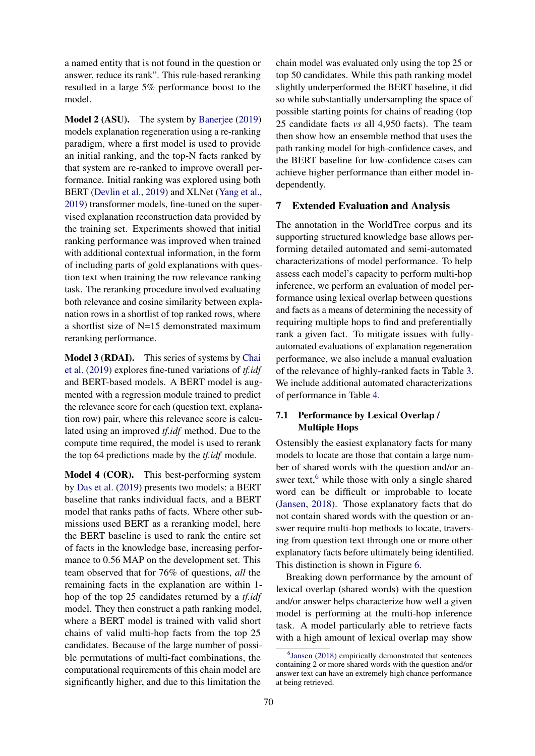a named entity that is not found in the question or answer, reduce its rank". This rule-based reranking resulted in a large 5% performance boost to the model.

**Model 2 (ASU).** The system by Banerjee (2019) models explanation regeneration using a re-ranking paradigm, where a first model is used to provide an initial ranking, and the top-N facts ranked by that system are re-ranked to improve overall performance. Initial ranking was explored using both BERT (Devlin et al., 2019) and XLNet (Yang et al., 2019) transformer models, fine-tuned on the supervised explanation reconstruction data provided by the training set. Experiments showed that initial ranking performance was improved when trained with additional contextual information, in the form of including parts of gold explanations with question text when training the row relevance ranking task. The reranking procedure involved evaluating both relevance and cosine similarity between explanation rows in a shortlist of top ranked rows, where a shortlist size of N=15 demonstrated maximum reranking performance.

**Model 3 (RDAI).** This series of systems by Chai et al. (2019) explores fine-tuned variations of *tf.idf* and BERT-based models. A BERT model is augmented with a regression module trained to predict the relevance score for each (question text, explanation row) pair, where this relevance score is calculated using an improved *tf.idf* method. Due to the compute time required, the model is used to rerank the top 64 predictions made by the *tf.idf* module.

**Model 4 (COR).** This best-performing system by Das et al. (2019) presents two models: a BERT baseline that ranks individual facts, and a BERT model that ranks paths of facts. Where other submissions used BERT as a reranking model, here the BERT baseline is used to rank the entire set of facts in the knowledge base, increasing performance to 0.56 MAP on the development set. This team observed that for 76% of questions, *all* the remaining facts in the explanation are within 1-hop of the top 25 candidates returned by a *tf.idf* model. They then construct a path ranking model, where a BERT model is trained with valid short chains of valid multi-hop facts from the top 25 candidates. Because of the large number of possible permutations of multi-fact combinations, the computational requirements of this chain model are significantly higher, and due to this limitation the chain model was evaluated only using the top 25 or top 50 candidates. While this path ranking model slightly underperformed the BERT baseline, it did so while substantially undersampling the space of possible starting points for chains of reading (top 25 candidate facts *vs* all 4,950 facts). The team then show how an ensemble method that uses the path ranking model for high-confidence cases, and the BERT baseline for low-confidence cases can achieve higher performance than either model independently.

## 7 Extended Evaluation and Analysis

The annotation in the WorldTree corpus and its supporting structured knowledge base allows performing detailed automated and semi-automated characterizations of model performance. To help assess each model's capacity to perform multi-hop inference, we perform an evaluation of model performance using lexical overlap between questions and facts as a means of determining the necessity of requiring multiple hops to find and preferentially rank a given fact. To mitigate issues with fully-automated evaluations of explanation regeneration performance, we also include a manual evaluation of the relevance of highly-ranked facts in Table 3. We include additional automated characterizations of performance in Table 4.

### 7.1 Performance by Lexical Overlap / Multiple Hops

Ostensibly the easiest explanatory facts for many models to locate are those that contain a large number of shared words with the question and/or answer text,[6] while those with only a single shared word can be difficult or improbable to locate (Jansen, 2018). Those explanatory facts that do not contain shared words with the question or answer require multi-hop methods to locate, traversing from question text through one or more other explanatory facts before ultimately being identified. This distinction is shown in Figure 6.

Breaking down performance by the amount of lexical overlap (shared words) with the question and/or answer helps characterize how well a given model is performing at the multi-hop inference task. A model particularly able to retrieve facts with a high amount of lexical overlap may show

[6] Jansen (2018) empirically demonstrated that sentences containing 2 or more shared words with the question and/or answer text can have an extremely high chance performance at being retrieved.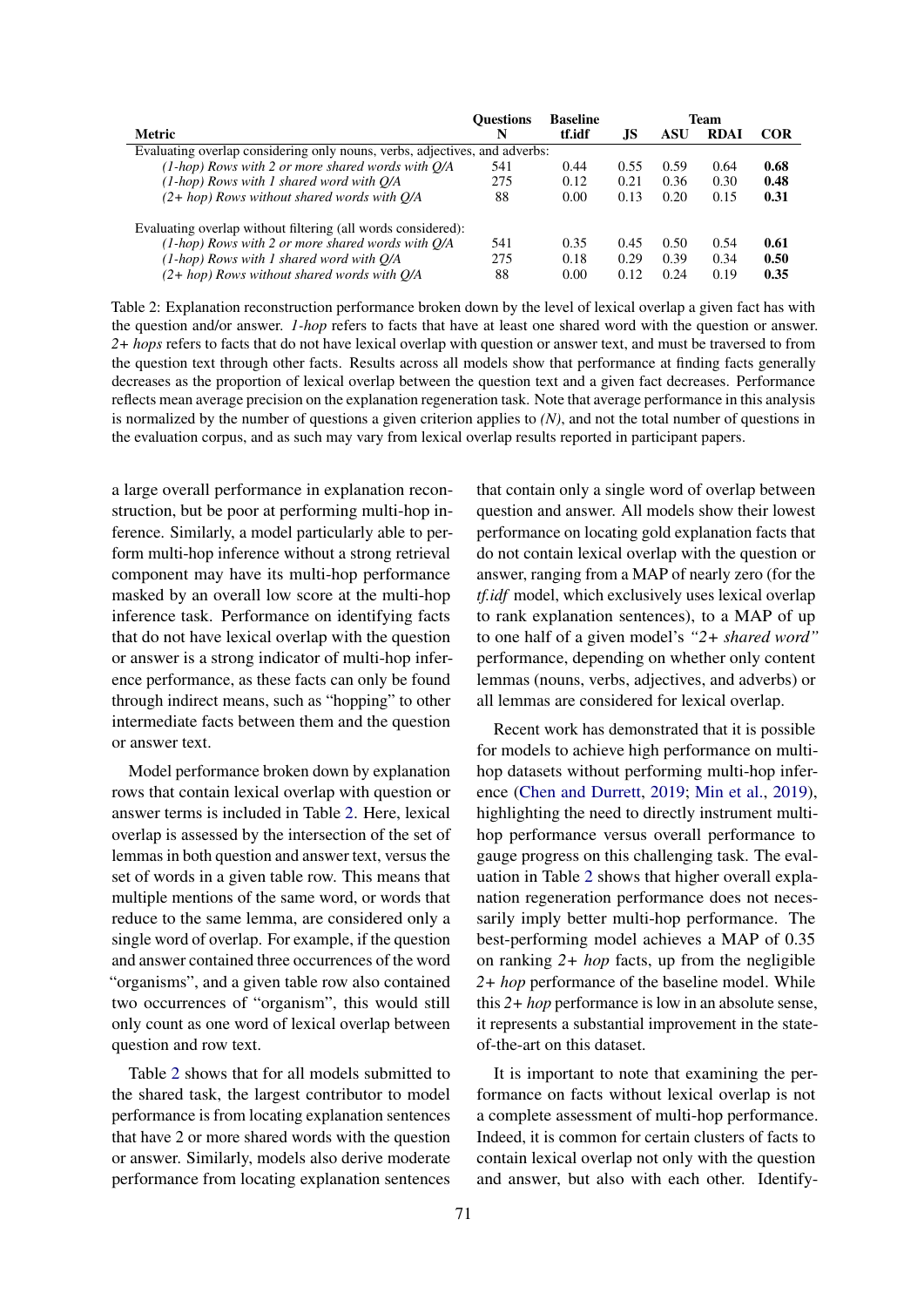| Metric | Questions N | Baseline tf.idf | Team JS | ASU | RDAI | COR |
|---|---|---|---|---|---|---|
| Evaluating overlap considering only nouns, verbs, adjectives, and adverbs: | | | | | | |
| *(1-hop) Rows with 2 or more shared words with Q/A* | 541 | 0.44 | 0.55 | 0.59 | 0.64 | **0.68** |
| *(1-hop) Rows with 1 shared word with Q/A* | 275 | 0.12 | 0.21 | 0.36 | 0.30 | **0.48** |
| *(2+ hop) Rows without shared words with Q/A* | 88 | 0.00 | 0.13 | 0.20 | 0.15 | **0.31** |
| Evaluating overlap without filtering (all words considered): | | | | | | |
| *(1-hop) Rows with 2 or more shared words with Q/A* | 541 | 0.35 | 0.45 | 0.50 | 0.54 | **0.61** |
| *(1-hop) Rows with 1 shared word with Q/A* | 275 | 0.18 | 0.29 | 0.39 | 0.34 | **0.50** |
| *(2+ hop) Rows without shared words with Q/A* | 88 | 0.00 | 0.12 | 0.24 | 0.19 | **0.35** |

Table 2: Explanation reconstruction performance broken down by the level of lexical overlap a given fact has with the question and/or answer. *1-hop* refers to facts that have at least one shared word with the question or answer. *2+ hops* refers to facts that do not have lexical overlap with question or answer text, and must be traversed to from the question text through other facts. Results across all models show that performance at finding facts generally decreases as the proportion of lexical overlap between the question text and a given fact decreases. Performance reflects mean average precision on the explanation regeneration task. Note that average performance in this analysis is normalized by the number of questions a given criterion applies to *(N)*, and not the total number of questions in the evaluation corpus, and as such may vary from lexical overlap results reported in participant papers.

a large overall performance in explanation reconstruction, but be poor at performing multi-hop inference. Similarly, a model particularly able to perform multi-hop inference without a strong retrieval component may have its multi-hop performance masked by an overall low score at the multi-hop inference task. Performance on identifying facts that do not have lexical overlap with the question or answer is a strong indicator of multi-hop inference performance, as these facts can only be found through indirect means, such as "hopping" to other intermediate facts between them and the question or answer text.

Model performance broken down by explanation rows that contain lexical overlap with question or answer terms is included in Table 2. Here, lexical overlap is assessed by the intersection of the set of lemmas in both question and answer text, versus the set of words in a given table row. This means that multiple mentions of the same word, or words that reduce to the same lemma, are considered only a single word of overlap. For example, if the question and answer contained three occurrences of the word "organisms", and a given table row also contained two occurrences of "organism", this would still only count as one word of lexical overlap between question and row text.

Table 2 shows that for all models submitted to the shared task, the largest contributor to model performance is from locating explanation sentences that have 2 or more shared words with the question or answer. Similarly, models also derive moderate performance from locating explanation sentences that contain only a single word of overlap between question and answer. All models show their lowest performance on locating gold explanation facts that do not contain lexical overlap with the question or answer, ranging from a MAP of nearly zero (for the *tf.idf* model, which exclusively uses lexical overlap to rank explanation sentences), to a MAP of up to one half of a given model's *"2+ shared word"* performance, depending on whether only content lemmas (nouns, verbs, adjectives, and adverbs) or all lemmas are considered for lexical overlap.

Recent work has demonstrated that it is possible for models to achieve high performance on multi-hop datasets without performing multi-hop inference (Chen and Durrett, 2019; Min et al., 2019), highlighting the need to directly instrument multi-hop performance versus overall performance to gauge progress on this challenging task. The evaluation in Table 2 shows that higher overall explanation regeneration performance does not necessarily imply better multi-hop performance. The best-performing model achieves a MAP of 0.35 on ranking *2+ hop* facts, up from the negligible *2+ hop* performance of the baseline model. While this *2+ hop* performance is low in an absolute sense, it represents a substantial improvement in the state-of-the-art on this dataset.

It is important to note that examining the performance on facts without lexical overlap is not a complete assessment of multi-hop performance. Indeed, it is common for certain clusters of facts to contain lexical overlap not only with the question and answer, but also with each other. Identify-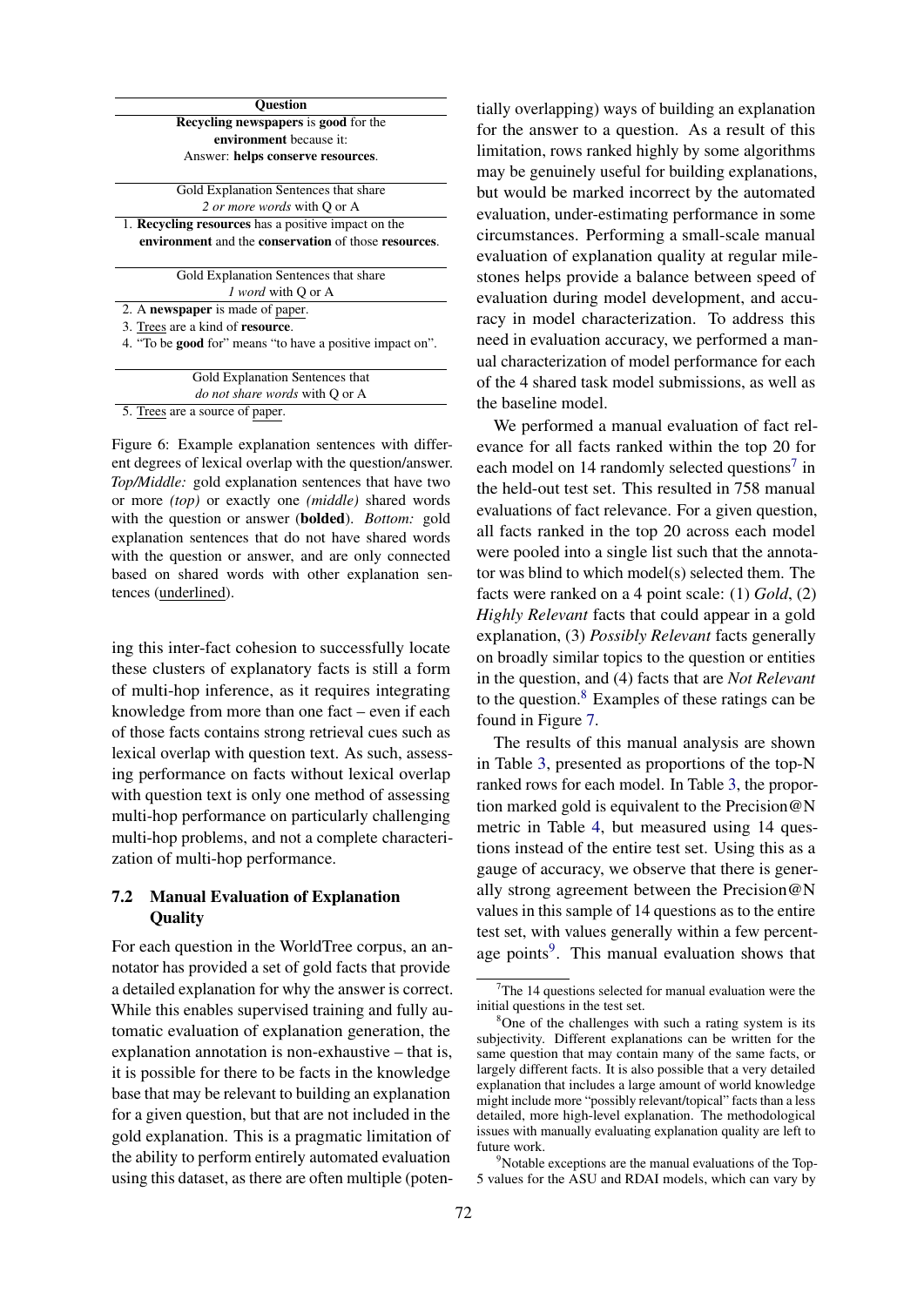| Question |
|---|
| **Recycling newspapers** is **good** for the **environment** because it: Answer: **helps conserve resources**. |
| Gold Explanation Sentences that share *2 or more words* with Q or A |
| 1. **Recycling resources** has a positive impact on the **environment** and the **conservation** of those **resources**. |
| Gold Explanation Sentences that share *1 word* with Q or A |
| 2. A **newspaper** is made of paper. |
| 3. Trees are a kind of **resource**. |
| 4. "To be **good** for" means "to have a positive impact on". |
| Gold Explanation Sentences that *do not share words* with Q or A |
| 5. Trees are a source of paper. |

Figure 6: Example explanation sentences with different degrees of lexical overlap with the question/answer. *Top/Middle:* gold explanation sentences that have two or more *(top)* or exactly one *(middle)* shared words with the question or answer (**bolded**). *Bottom:* gold explanation sentences that do not have shared words with the question or answer, and are only connected based on shared words with other explanation sentences (underlined).

ing this inter-fact cohesion to successfully locate these clusters of explanatory facts is still a form of multi-hop inference, as it requires integrating knowledge from more than one fact – even if each of those facts contains strong retrieval cues such as lexical overlap with question text. As such, assessing performance on facts without lexical overlap with question text is only one method of assessing multi-hop performance on particularly challenging multi-hop problems, and not a complete characterization of multi-hop performance.

### 7.2 Manual Evaluation of Explanation Quality

For each question in the WorldTree corpus, an annotator has provided a set of gold facts that provide a detailed explanation for why the answer is correct. While this enables supervised training and fully automatic evaluation of explanation generation, the explanation annotation is non-exhaustive – that is, it is possible for there to be facts in the knowledge base that may be relevant to building an explanation for a given question, but that are not included in the gold explanation. This is a pragmatic limitation of the ability to perform entirely automated evaluation using this dataset, as there are often multiple (potentially overlapping) ways of building an explanation for the answer to a question. As a result of this limitation, rows ranked highly by some algorithms may be genuinely useful for building explanations, but would be marked incorrect by the automated evaluation, under-estimating performance in some circumstances. Performing a small-scale manual evaluation of explanation quality at regular milestones helps provide a balance between speed of evaluation during model development, and accuracy in model characterization. To address this need in evaluation accuracy, we performed a manual characterization of model performance for each of the 4 shared task model submissions, as well as the baseline model.

We performed a manual evaluation of fact relevance for all facts ranked within the top 20 for each model on 14 randomly selected questions[7] in the held-out test set. This resulted in 758 manual evaluations of fact relevance. For a given question, all facts ranked in the top 20 across each model were pooled into a single list such that the annotator was blind to which model(s) selected them. The facts were ranked on a 4 point scale: (1) *Gold*, (2) *Highly Relevant* facts that could appear in a gold explanation, (3) *Possibly Relevant* facts generally on broadly similar topics to the question or entities in the question, and (4) facts that are *Not Relevant* to the question.[8] Examples of these ratings can be found in Figure 7.

The results of this manual analysis are shown in Table 3, presented as proportions of the top-N ranked rows for each model. In Table 3, the proportion marked gold is equivalent to the Precision@N metric in Table 4, but measured using 14 questions instead of the entire test set. Using this as a gauge of accuracy, we observe that there is generally strong agreement between the Precision@N values in this sample of 14 questions as to the entire test set, with values generally within a few percentage points[9]. This manual evaluation shows that

[7] The 14 questions selected for manual evaluation were the initial questions in the test set.

[8] One of the challenges with such a rating system is its subjectivity. Different explanations can be written for the same question that may contain many of the same facts, or largely different facts. It is also possible that a very detailed explanation that includes a large amount of world knowledge might include more "possibly relevant/topical" facts than a less detailed, more high-level explanation. The methodological issues with manually evaluating explanation quality are left to future work.

[9] Notable exceptions are the manual evaluations of the Top-5 values for the ASU and RDAI models, which can vary by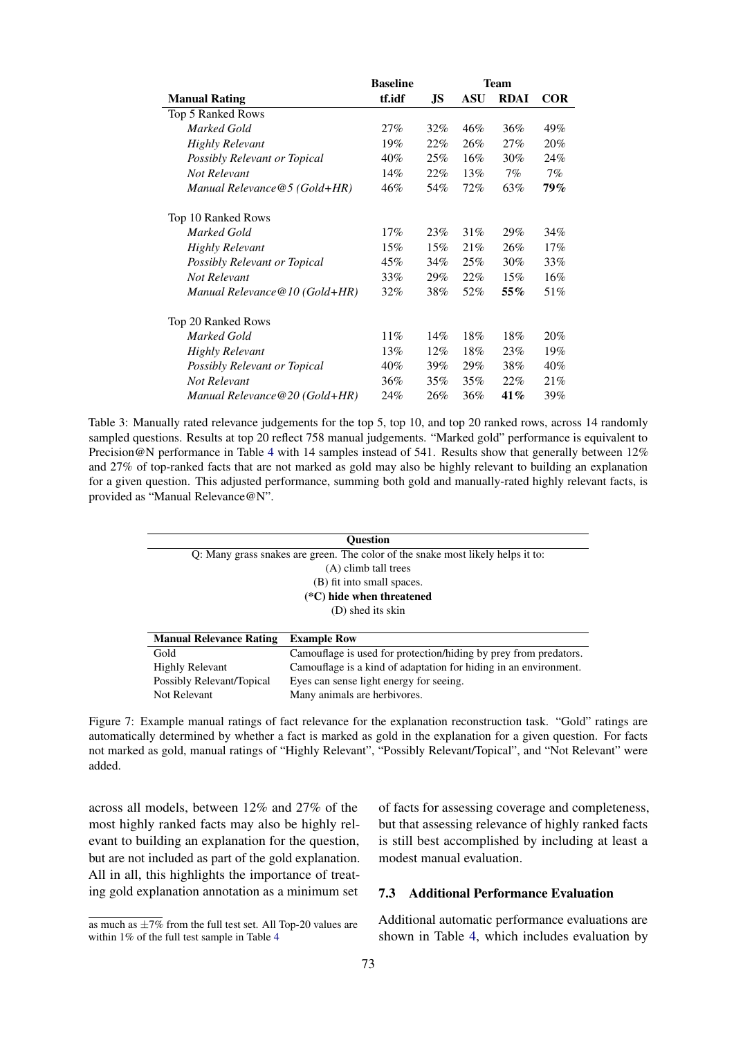| Manual Rating | Baseline | Team | | | |
|---|---|---|---|---|---|
| | tf.idf | JS | ASU | RDAI | COR |
| Top 5 Ranked Rows | | | | | |
| *Marked Gold* | 27% | 32% | 46% | 36% | 49% |
| *Highly Relevant* | 19% | 22% | 26% | 27% | 20% |
| *Possibly Relevant or Topical* | 40% | 25% | 16% | 30% | 24% |
| *Not Relevant* | 14% | 22% | 13% | 7% | 7% |
| *Manual Relevance@5 (Gold+HR)* | 46% | 54% | 72% | 63% | **79%** |
| Top 10 Ranked Rows | | | | | |
| *Marked Gold* | 17% | 23% | 31% | 29% | 34% |
| *Highly Relevant* | 15% | 15% | 21% | 26% | 17% |
| *Possibly Relevant or Topical* | 45% | 34% | 25% | 30% | 33% |
| *Not Relevant* | 33% | 29% | 22% | 15% | 16% |
| *Manual Relevance@10 (Gold+HR)* | 32% | 38% | 52% | **55%** | 51% |
| Top 20 Ranked Rows | | | | | |
| *Marked Gold* | 11% | 14% | 18% | 18% | 20% |
| *Highly Relevant* | 13% | 12% | 18% | 23% | 19% |
| *Possibly Relevant or Topical* | 40% | 39% | 29% | 38% | 40% |
| *Not Relevant* | 36% | 35% | 35% | 22% | 21% |
| *Manual Relevance@20 (Gold+HR)* | 24% | 26% | 36% | **41%** | 39% |

Table 3: Manually rated relevance judgements for the top 5, top 10, and top 20 ranked rows, across 14 randomly sampled questions. Results at top 20 reflect 758 manual judgements. "Marked gold" performance is equivalent to Precision@N performance in Table 4 with 14 samples instead of 541. Results show that generally between 12% and 27% of top-ranked facts that are not marked as gold may also be highly relevant to building an explanation for a given question. This adjusted performance, summing both gold and manually-rated highly relevant facts, is provided as "Manual Relevance@N".

| Question |
|---|
| Q: Many grass snakes are green. The color of the snake most likely helps it to: |
| (A) climb tall trees |
| (B) fit into small spaces. |
| **(\*C) hide when threatened** |
| (D) shed its skin |

| Manual Relevance Rating | Example Row |
|---|---|
| Gold | Camouflage is used for protection/hiding by prey from predators. |
| Highly Relevant | Camouflage is a kind of adaptation for hiding in an environment. |
| Possibly Relevant/Topical | Eyes can sense light energy for seeing. |
| Not Relevant | Many animals are herbivores. |

Figure 7: Example manual ratings of fact relevance for the explanation reconstruction task. "Gold" ratings are automatically determined by whether a fact is marked as gold in the explanation for a given question. For facts not marked as gold, manual ratings of "Highly Relevant", "Possibly Relevant/Topical", and "Not Relevant" were added.

across all models, between 12% and 27% of the most highly ranked facts may also be highly relevant to building an explanation for the question, but are not included as part of the gold explanation. All in all, this highlights the importance of treating gold explanation annotation as a minimum set of facts for assessing coverage and completeness, but that assessing relevance of highly ranked facts is still best accomplished by including at least a modest manual evaluation.

### 7.3 Additional Performance Evaluation

Additional automatic performance evaluations are shown in Table 4, which includes evaluation by

as much as $\pm 7\%$ from the full test set. All Top-20 values are within 1% of the full test sample in Table 4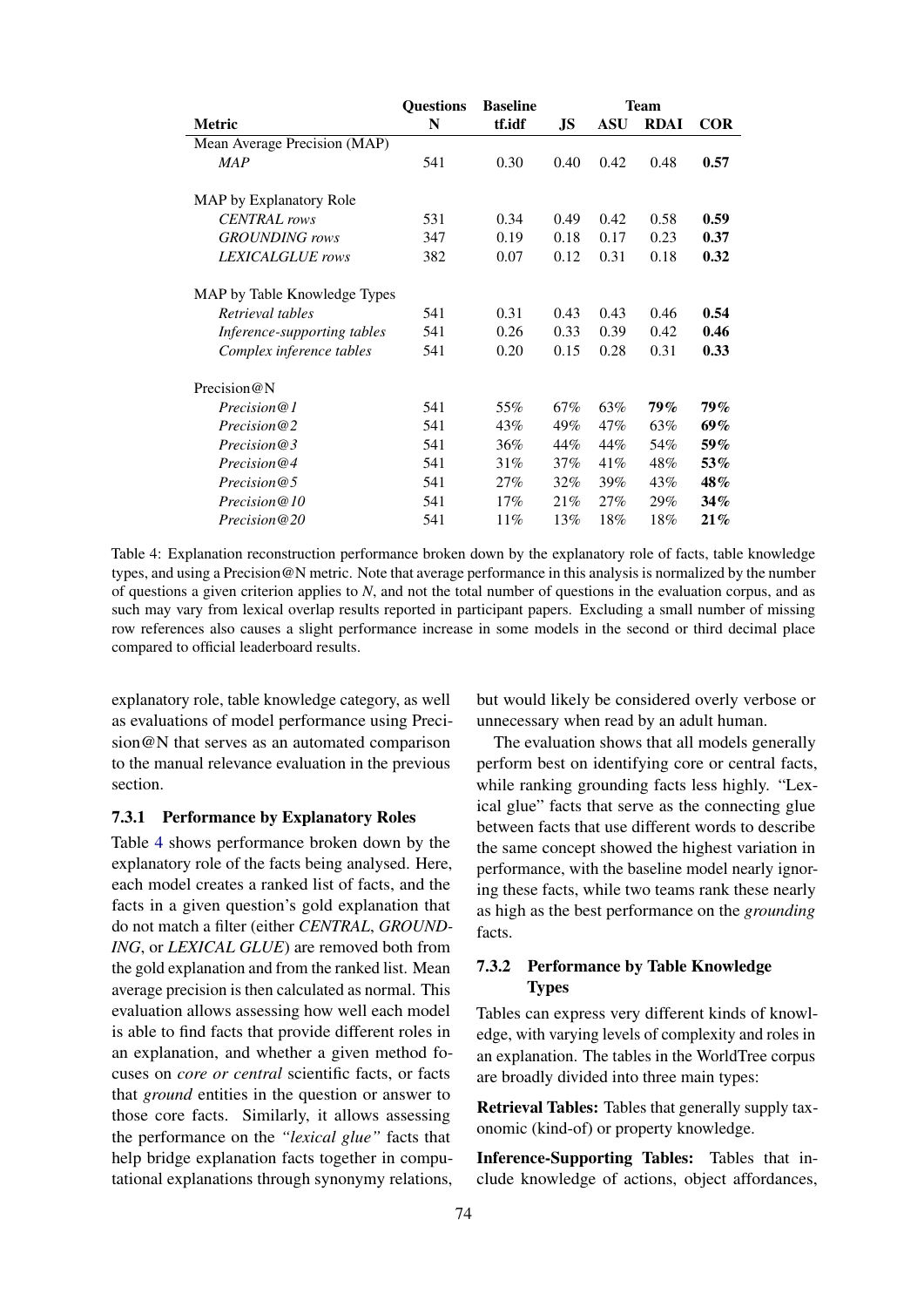| Metric | Questions N | Baseline tf.idf | Team JS | ASU | RDAI | COR |
|---|---|---|---|---|---|---|
| Mean Average Precision (MAP) | | | | | | |
| *MAP* | 541 | 0.30 | 0.40 | 0.42 | 0.48 | **0.57** |
| MAP by Explanatory Role | | | | | | |
| *CENTRAL rows* | 531 | 0.34 | 0.49 | 0.42 | 0.58 | **0.59** |
| *GROUNDING rows* | 347 | 0.19 | 0.18 | 0.17 | 0.23 | **0.37** |
| *LEXICALGLUE rows* | 382 | 0.07 | 0.12 | 0.31 | 0.18 | **0.32** |
| MAP by Table Knowledge Types | | | | | | |
| *Retrieval tables* | 541 | 0.31 | 0.43 | 0.43 | 0.46 | **0.54** |
| *Inference-supporting tables* | 541 | 0.26 | 0.33 | 0.39 | 0.42 | **0.46** |
| *Complex inference tables* | 541 | 0.20 | 0.15 | 0.28 | 0.31 | **0.33** |
| Precision@N | | | | | | |
| *Precision@1* | 541 | 55% | 67% | 63% | **79%** | **79%** |
| *Precision@2* | 541 | 43% | 49% | 47% | 63% | **69%** |
| *Precision@3* | 541 | 36% | 44% | 44% | 54% | **59%** |
| *Precision@4* | 541 | 31% | 37% | 41% | 48% | **53%** |
| *Precision@5* | 541 | 27% | 32% | 39% | 43% | **48%** |
| *Precision@10* | 541 | 17% | 21% | 27% | 29% | **34%** |
| *Precision@20* | 541 | 11% | 13% | 18% | 18% | **21%** |

Table 4: Explanation reconstruction performance broken down by the explanatory role of facts, table knowledge types, and using a Precision@N metric. Note that average performance in this analysis is normalized by the number of questions a given criterion applies to *N*, and not the total number of questions in the evaluation corpus, and as such may vary from lexical overlap results reported in participant papers. Excluding a small number of missing row references also causes a slight performance increase in some models in the second or third decimal place compared to official leaderboard results.

explanatory role, table knowledge category, as well as evaluations of model performance using Precision@N that serves as an automated comparison to the manual relevance evaluation in the previous section.

### 7.3.1 Performance by Explanatory Roles

Table 4 shows performance broken down by the explanatory role of the facts being analysed. Here, each model creates a ranked list of facts, and the facts in a given question's gold explanation that do not match a filter (either *CENTRAL*, *GROUNDING*, or *LEXICAL GLUE*) are removed both from the gold explanation and from the ranked list. Mean average precision is then calculated as normal. This evaluation allows assessing how well each model is able to find facts that provide different roles in an explanation, and whether a given method focuses on *core or central* scientific facts, or facts that *ground* entities in the question or answer to those core facts. Similarly, it allows assessing the performance on the *"lexical glue"* facts that help bridge explanation facts together in computational explanations through synonymy relations, but would likely be considered overly verbose or unnecessary when read by an adult human.

The evaluation shows that all models generally perform best on identifying core or central facts, while ranking grounding facts less highly. "Lexical glue" facts that serve as the connecting glue between facts that use different words to describe the same concept showed the highest variation in performance, with the baseline model nearly ignoring these facts, while two teams rank these nearly as high as the best performance on the *grounding* facts.

### 7.3.2 Performance by Table Knowledge Types

Tables can express very different kinds of knowledge, with varying levels of complexity and roles in an explanation. The tables in the WorldTree corpus are broadly divided into three main types:

**Retrieval Tables:** Tables that generally supply taxonomic (kind-of) or property knowledge.

**Inference-Supporting Tables:** Tables that include knowledge of actions, object affordances,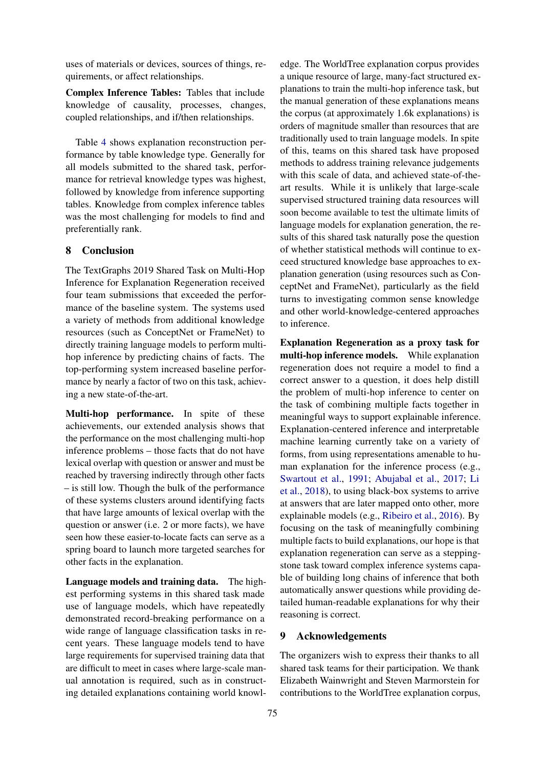uses of materials or devices, sources of things, requirements, or affect relationships.

**Complex Inference Tables:** Tables that include knowledge of causality, processes, changes, coupled relationships, and if/then relationships.

Table 4 shows explanation reconstruction performance by table knowledge type. Generally for all models submitted to the shared task, performance for retrieval knowledge types was highest, followed by knowledge from inference supporting tables. Knowledge from complex inference tables was the most challenging for models to find and preferentially rank.

## 8 Conclusion

The TextGraphs 2019 Shared Task on Multi-Hop Inference for Explanation Regeneration received four team submissions that exceeded the performance of the baseline system. The systems used a variety of methods from additional knowledge resources (such as ConceptNet or FrameNet) to directly training language models to perform multi-hop inference by predicting chains of facts. The top-performing system increased baseline performance by nearly a factor of two on this task, achieving a new state-of-the-art.

**Multi-hop performance.** In spite of these achievements, our extended analysis shows that the performance on the most challenging multi-hop inference problems – those facts that do not have lexical overlap with question or answer and must be reached by traversing indirectly through other facts – is still low. Though the bulk of the performance of these systems clusters around identifying facts that have large amounts of lexical overlap with the question or answer (i.e. 2 or more facts), we have seen how these easier-to-locate facts can serve as a spring board to launch more targeted searches for other facts in the explanation.

**Language models and training data.** The highest performing systems in this shared task made use of language models, which have repeatedly demonstrated record-breaking performance on a wide range of language classification tasks in recent years. These language models tend to have large requirements for supervised training data that are difficult to meet in cases where large-scale manual annotation is required, such as in constructing detailed explanations containing world knowledge. The WorldTree explanation corpus provides a unique resource of large, many-fact structured explanations to train the multi-hop inference task, but the manual generation of these explanations means the corpus (at approximately 1.6k explanations) is orders of magnitude smaller than resources that are traditionally used to train language models. In spite of this, teams on this shared task have proposed methods to address training relevance judgements with this scale of data, and achieved state-of-the-art results. While it is unlikely that large-scale supervised structured training data resources will soon become available to test the ultimate limits of language models for explanation generation, the results of this shared task naturally pose the question of whether statistical methods will continue to exceed structured knowledge base approaches to explanation generation (using resources such as ConceptNet and FrameNet), particularly as the field turns to investigating common sense knowledge and other world-knowledge-centered approaches to inference.

**Explanation Regeneration as a proxy task for multi-hop inference models.** While explanation regeneration does not require a model to find a correct answer to a question, it does help distill the problem of multi-hop inference to center on the task of combining multiple facts together in meaningful ways to support explainable inference. Explanation-centered inference and interpretable machine learning currently take on a variety of forms, from using representations amenable to human explanation for the inference process (e.g., Swartout et al., 1991; Abujabal et al., 2017; Li et al., 2018), to using black-box systems to arrive at answers that are later mapped onto other, more explainable models (e.g., Ribeiro et al., 2016). By focusing on the task of meaningfully combining multiple facts to build explanations, our hope is that explanation regeneration can serve as a stepping-stone task toward complex inference systems capable of building long chains of inference that both automatically answer questions while providing detailed human-readable explanations for why their reasoning is correct.

## 9 Acknowledgements

The organizers wish to express their thanks to all shared task teams for their participation. We thank Elizabeth Wainwright and Steven Marmorstein for contributions to the WorldTree explanation corpus,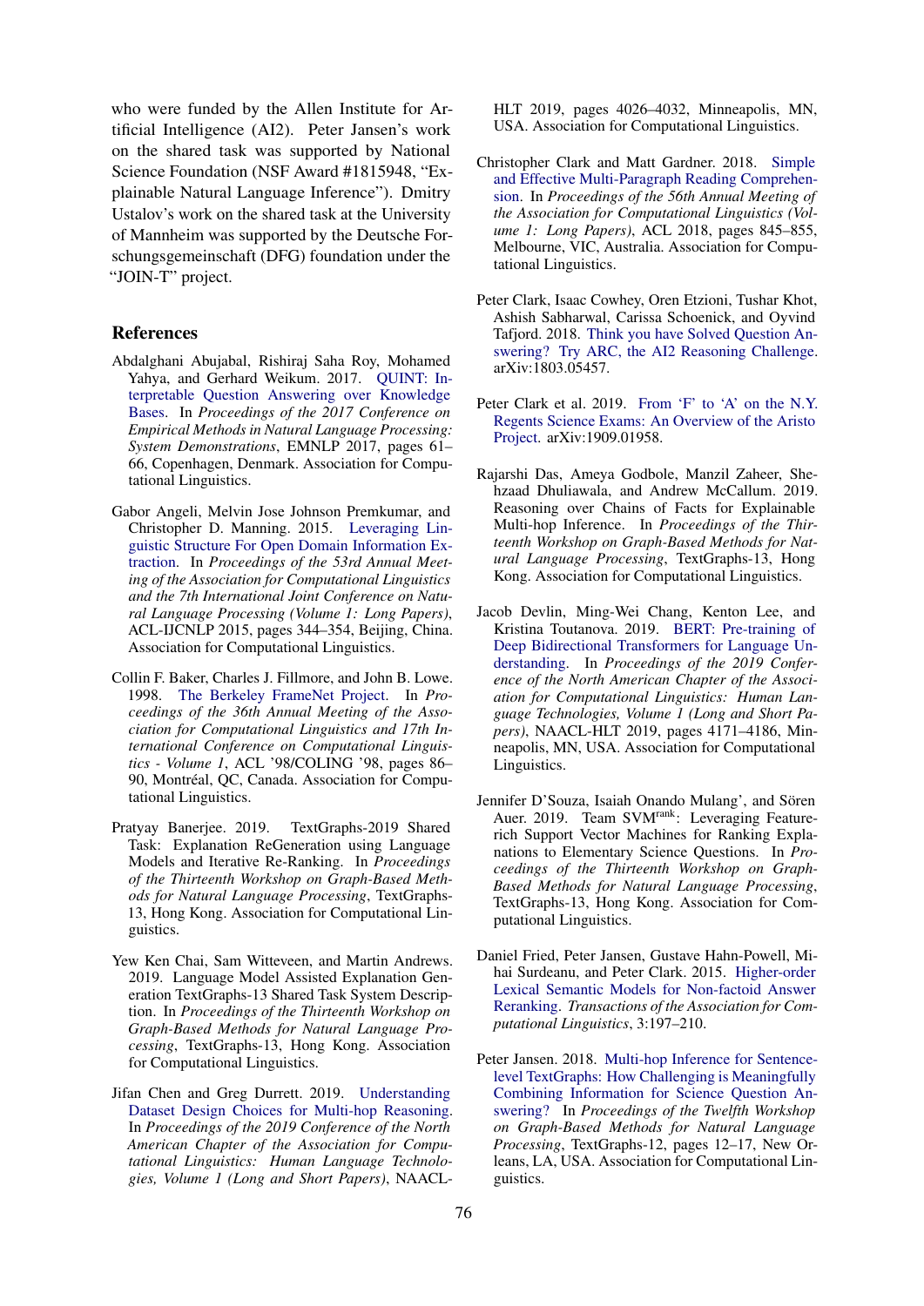who were funded by the Allen Institute for Artificial Intelligence (AI2). Peter Jansen's work on the shared task was supported by National Science Foundation (NSF Award #1815948, "Explainable Natural Language Inference"). Dmitry Ustalov's work on the shared task at the University of Mannheim was supported by the Deutsche Forschungsgemeinschaft (DFG) foundation under the "JOIN-T" project.

## References

Abdalghani Abujabal, Rishiraj Saha Roy, Mohamed Yahya, and Gerhard Weikum. 2017. QUINT: Interpretable Question Answering over Knowledge Bases. In *Proceedings of the 2017 Conference on Empirical Methods in Natural Language Processing: System Demonstrations*, EMNLP 2017, pages 61–66, Copenhagen, Denmark. Association for Computational Linguistics.

Gabor Angeli, Melvin Jose Johnson Premkumar, and Christopher D. Manning. 2015. Leveraging Linguistic Structure For Open Domain Information Extraction. In *Proceedings of the 53rd Annual Meeting of the Association for Computational Linguistics and the 7th International Joint Conference on Natural Language Processing (Volume 1: Long Papers)*, ACL-IJCNLP 2015, pages 344–354, Beijing, China. Association for Computational Linguistics.

Collin F. Baker, Charles J. Fillmore, and John B. Lowe. 1998. The Berkeley FrameNet Project. In *Proceedings of the 36th Annual Meeting of the Association for Computational Linguistics and 17th International Conference on Computational Linguistics - Volume 1*, ACL '98/COLING '98, pages 86–90, Montréal, QC, Canada. Association for Computational Linguistics.

Pratyay Banerjee. 2019. TextGraphs-2019 Shared Task: Explanation ReGeneration using Language Models and Iterative Re-Ranking. In *Proceedings of the Thirteenth Workshop on Graph-Based Methods for Natural Language Processing*, TextGraphs-13, Hong Kong. Association for Computational Linguistics.

Yew Ken Chai, Sam Witteveen, and Martin Andrews. 2019. Language Model Assisted Explanation Generation TextGraphs-13 Shared Task System Description. In *Proceedings of the Thirteenth Workshop on Graph-Based Methods for Natural Language Processing*, TextGraphs-13, Hong Kong. Association for Computational Linguistics.

Jifan Chen and Greg Durrett. 2019. Understanding Dataset Design Choices for Multi-hop Reasoning. In *Proceedings of the 2019 Conference of the North American Chapter of the Association for Computational Linguistics: Human Language Technologies, Volume 1 (Long and Short Papers)*, NAACL-HLT 2019, pages 4026–4032, Minneapolis, MN, USA. Association for Computational Linguistics.

Christopher Clark and Matt Gardner. 2018. Simple and Effective Multi-Paragraph Reading Comprehension. In *Proceedings of the 56th Annual Meeting of the Association for Computational Linguistics (Volume 1: Long Papers)*, ACL 2018, pages 845–855, Melbourne, VIC, Australia. Association for Computational Linguistics.

Peter Clark, Isaac Cowhey, Oren Etzioni, Tushar Khot, Ashish Sabharwal, Carissa Schoenick, and Oyvind Tafjord. 2018. Think you have Solved Question Answering? Try ARC, the AI2 Reasoning Challenge. arXiv:1803.05457.

Peter Clark et al. 2019. From 'F' to 'A' on the N.Y. Regents Science Exams: An Overview of the Aristo Project. arXiv:1909.01958.

Rajarshi Das, Ameya Godbole, Manzil Zaheer, Shehzaad Dhuliawala, and Andrew McCallum. 2019. Reasoning over Chains of Facts for Explainable Multi-hop Inference. In *Proceedings of the Thirteenth Workshop on Graph-Based Methods for Natural Language Processing*, TextGraphs-13, Hong Kong. Association for Computational Linguistics.

Jacob Devlin, Ming-Wei Chang, Kenton Lee, and Kristina Toutanova. 2019. BERT: Pre-training of Deep Bidirectional Transformers for Language Understanding. In *Proceedings of the 2019 Conference of the North American Chapter of the Association for Computational Linguistics: Human Language Technologies, Volume 1 (Long and Short Papers)*, NAACL-HLT 2019, pages 4171–4186, Minneapolis, MN, USA. Association for Computational Linguistics.

Jennifer D'Souza, Isaiah Onando Mulang', and Sören Auer. 2019. Team SVM$^{rank}$: Leveraging Feature-rich Support Vector Machines for Ranking Explanations to Elementary Science Questions. In *Proceedings of the Thirteenth Workshop on Graph-Based Methods for Natural Language Processing*, TextGraphs-13, Hong Kong. Association for Computational Linguistics.

Daniel Fried, Peter Jansen, Gustave Hahn-Powell, Mihai Surdeanu, and Peter Clark. 2015. Higher-order Lexical Semantic Models for Non-factoid Answer Reranking. *Transactions of the Association for Computational Linguistics*, 3:197–210.

Peter Jansen. 2018. Multi-hop Inference for Sentence-level TextGraphs: How Challenging is Meaningfully Combining Information for Science Question Answering? In *Proceedings of the Twelfth Workshop on Graph-Based Methods for Natural Language Processing*, TextGraphs-12, pages 12–17, New Orleans, LA, USA. Association for Computational Linguistics.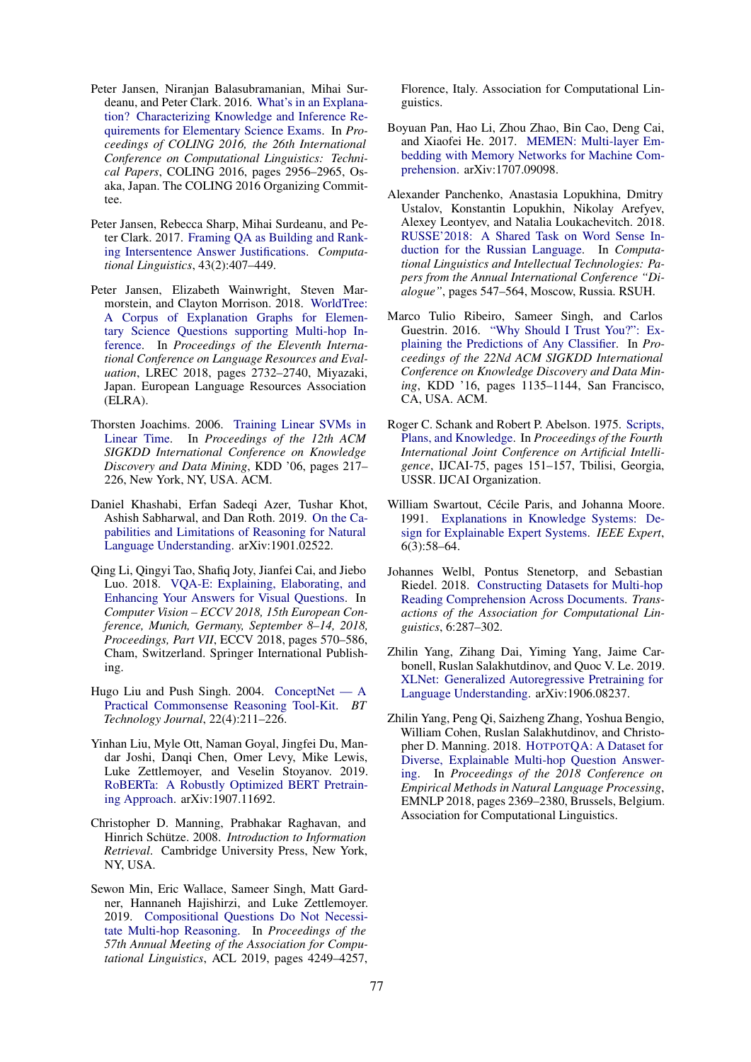Peter Jansen, Niranjan Balasubramanian, Mihai Surdeanu, and Peter Clark. 2016. What's in an Explanation? Characterizing Knowledge and Inference Requirements for Elementary Science Exams. In *Proceedings of COLING 2016, the 26th International Conference on Computational Linguistics: Technical Papers*, COLING 2016, pages 2956–2965, Osaka, Japan. The COLING 2016 Organizing Committee.

Peter Jansen, Rebecca Sharp, Mihai Surdeanu, and Peter Clark. 2017. Framing QA as Building and Ranking Intersentence Answer Justifications. *Computational Linguistics*, 43(2):407–449.

Peter Jansen, Elizabeth Wainwright, Steven Marmorstein, and Clayton Morrison. 2018. WorldTree: A Corpus of Explanation Graphs for Elementary Science Questions supporting Multi-hop Inference. In *Proceedings of the Eleventh International Conference on Language Resources and Evaluation*, LREC 2018, pages 2732–2740, Miyazaki, Japan. European Language Resources Association (ELRA).

Thorsten Joachims. 2006. Training Linear SVMs in Linear Time. In *Proceedings of the 12th ACM SIGKDD International Conference on Knowledge Discovery and Data Mining*, KDD '06, pages 217–226, New York, NY, USA. ACM.

Daniel Khashabi, Erfan Sadeqi Azer, Tushar Khot, Ashish Sabharwal, and Dan Roth. 2019. On the Capabilities and Limitations of Reasoning for Natural Language Understanding. arXiv:1901.02522.

Qing Li, Qingyi Tao, Shafiq Joty, Jianfei Cai, and Jiebo Luo. 2018. VQA-E: Explaining, Elaborating, and Enhancing Your Answers for Visual Questions. In *Computer Vision – ECCV 2018, 15th European Conference, Munich, Germany, September 8–14, 2018, Proceedings, Part VII*, ECCV 2018, pages 570–586, Cham, Switzerland. Springer International Publishing.

Hugo Liu and Push Singh. 2004. ConceptNet — A Practical Commonsense Reasoning Tool-Kit. *BT Technology Journal*, 22(4):211–226.

Yinhan Liu, Myle Ott, Naman Goyal, Jingfei Du, Mandar Joshi, Danqi Chen, Omer Levy, Mike Lewis, Luke Zettlemoyer, and Veselin Stoyanov. 2019. RoBERTa: A Robustly Optimized BERT Pretraining Approach. arXiv:1907.11692.

Christopher D. Manning, Prabhakar Raghavan, and Hinrich Schütze. 2008. *Introduction to Information Retrieval*. Cambridge University Press, New York, NY, USA.

Sewon Min, Eric Wallace, Sameer Singh, Matt Gardner, Hannaneh Hajishirzi, and Luke Zettlemoyer. 2019. Compositional Questions Do Not Necessitate Multi-hop Reasoning. In *Proceedings of the 57th Annual Meeting of the Association for Computational Linguistics*, ACL 2019, pages 4249–4257, Florence, Italy. Association for Computational Linguistics.

Boyuan Pan, Hao Li, Zhou Zhao, Bin Cao, Deng Cai, and Xiaofei He. 2017. MEMEN: Multi-layer Embedding with Memory Networks for Machine Comprehension. arXiv:1707.09098.

Alexander Panchenko, Anastasia Lopukhina, Dmitry Ustalov, Konstantin Lopukhin, Nikolay Arefyev, Alexey Leontyev, and Natalia Loukachevitch. 2018. RUSSE'2018: A Shared Task on Word Sense Induction for the Russian Language. In *Computational Linguistics and Intellectual Technologies: Papers from the Annual International Conference "Dialogue"*, pages 547–564, Moscow, Russia. RSUH.

Marco Tulio Ribeiro, Sameer Singh, and Carlos Guestrin. 2016. "Why Should I Trust You?": Explaining the Predictions of Any Classifier. In *Proceedings of the 22Nd ACM SIGKDD International Conference on Knowledge Discovery and Data Mining*, KDD '16, pages 1135–1144, San Francisco, CA, USA. ACM.

Roger C. Schank and Robert P. Abelson. 1975. Scripts, Plans, and Knowledge. In *Proceedings of the Fourth International Joint Conference on Artificial Intelligence*, IJCAI-75, pages 151–157, Tbilisi, Georgia, USSR. IJCAI Organization.

William Swartout, Cécile Paris, and Johanna Moore. 1991. Explanations in Knowledge Systems: Design for Explainable Expert Systems. *IEEE Expert*, 6(3):58–64.

Johannes Welbl, Pontus Stenetorp, and Sebastian Riedel. 2018. Constructing Datasets for Multi-hop Reading Comprehension Across Documents. *Transactions of the Association for Computational Linguistics*, 6:287–302.

Zhilin Yang, Zihang Dai, Yiming Yang, Jaime Carbonell, Ruslan Salakhutdinov, and Quoc V. Le. 2019. XLNet: Generalized Autoregressive Pretraining for Language Understanding. arXiv:1906.08237.

Zhilin Yang, Peng Qi, Saizheng Zhang, Yoshua Bengio, William Cohen, Ruslan Salakhutdinov, and Christopher D. Manning. 2018. HotpotQA: A Dataset for Diverse, Explainable Multi-hop Question Answering. In *Proceedings of the 2018 Conference on Empirical Methods in Natural Language Processing*, EMNLP 2018, pages 2369–2380, Brussels, Belgium. Association for Computational Linguistics.